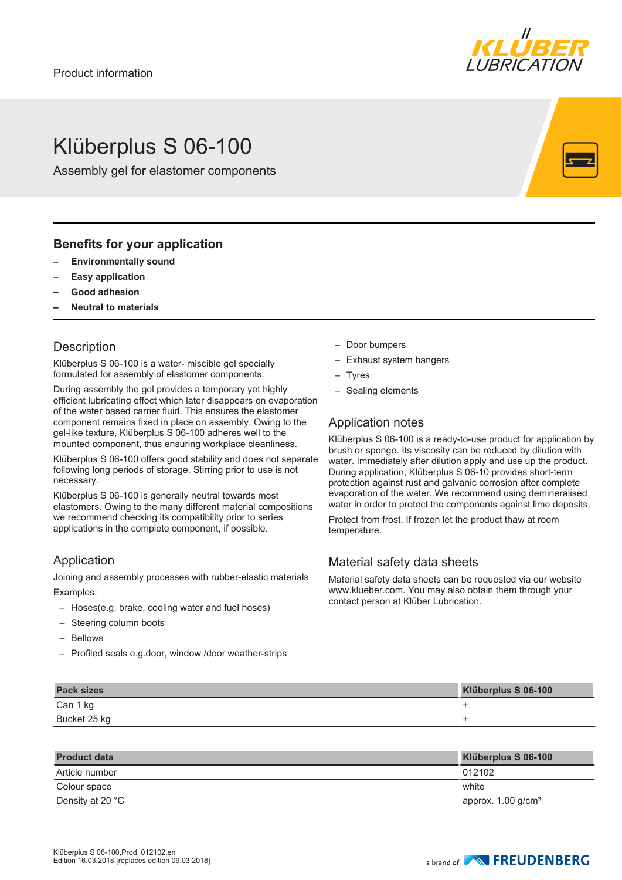Product information

# Klüberplus S 06-100

Assembly gel for elastomer components

## Benefits for your application

- **Environmentally sound**
- **Easy application**
- **Good adhesion**
- **Neutral to materials**

## Description

Klüberplus S 06-100 is a water- miscible gel specially formulated for assembly of elastomer components.

During assembly the gel provides a temporary yet highly efficient lubricating effect which later disappears on evaporation of the water based carrier fluid. This ensures the elastomer component remains fixed in place on assembly. Owing to the gel-like texture, Klüberplus S 06-100 adheres well to the mounted component, thus ensuring workplace cleanliness.

Klüberplus S 06-100 offers good stability and does not separate following long periods of storage. Stirring prior to use is not necessary.

Klüberplus S 06-100 is generally neutral towards most elastomers. Owing to the many different material compositions we recommend checking its compatibility prior to series applications in the complete component, if possible.

## Application

Joining and assembly processes with rubber-elastic materials

Examples:

- Hoses(e.g. brake, cooling water and fuel hoses)
- Steering column boots
- Bellows
- Profiled seals e.g.door, window /door weather-strips
- Door bumpers
- Exhaust system hangers
- Tyres
- Sealing elements

## Application notes

Klüberplus S 06-100 is a ready-to-use product for application by brush or sponge. Its viscosity can be reduced by dilution with water. Immediately after dilution apply and use up the product. During application, Klüberplus S 06-10 provides short-term protection against rust and galvanic corrosion after complete evaporation of the water. We recommend using demineralised water in order to protect the components against lime deposits.

Protect from frost. If frozen let the product thaw at room temperature.

## Material safety data sheets

Material safety data sheets can be requested via our website www.klueber.com. You may also obtain them through your contact person at Klüber Lubrication.

| Pack sizes | Klüberplus S 06-100 |
|---|---|
| Can 1 kg | + |
| Bucket 25 kg | + |

| Product data | Klüberplus S 06-100 |
|---|---|
| Article number | 012102 |
| Colour space | white |
| Density at 20 °C | approx. 1.00 g/cm³ |

Klüberplus S 06-100,Prod. 012102,en
Edition 16.03.2018 [replaces edition 09.03.2018]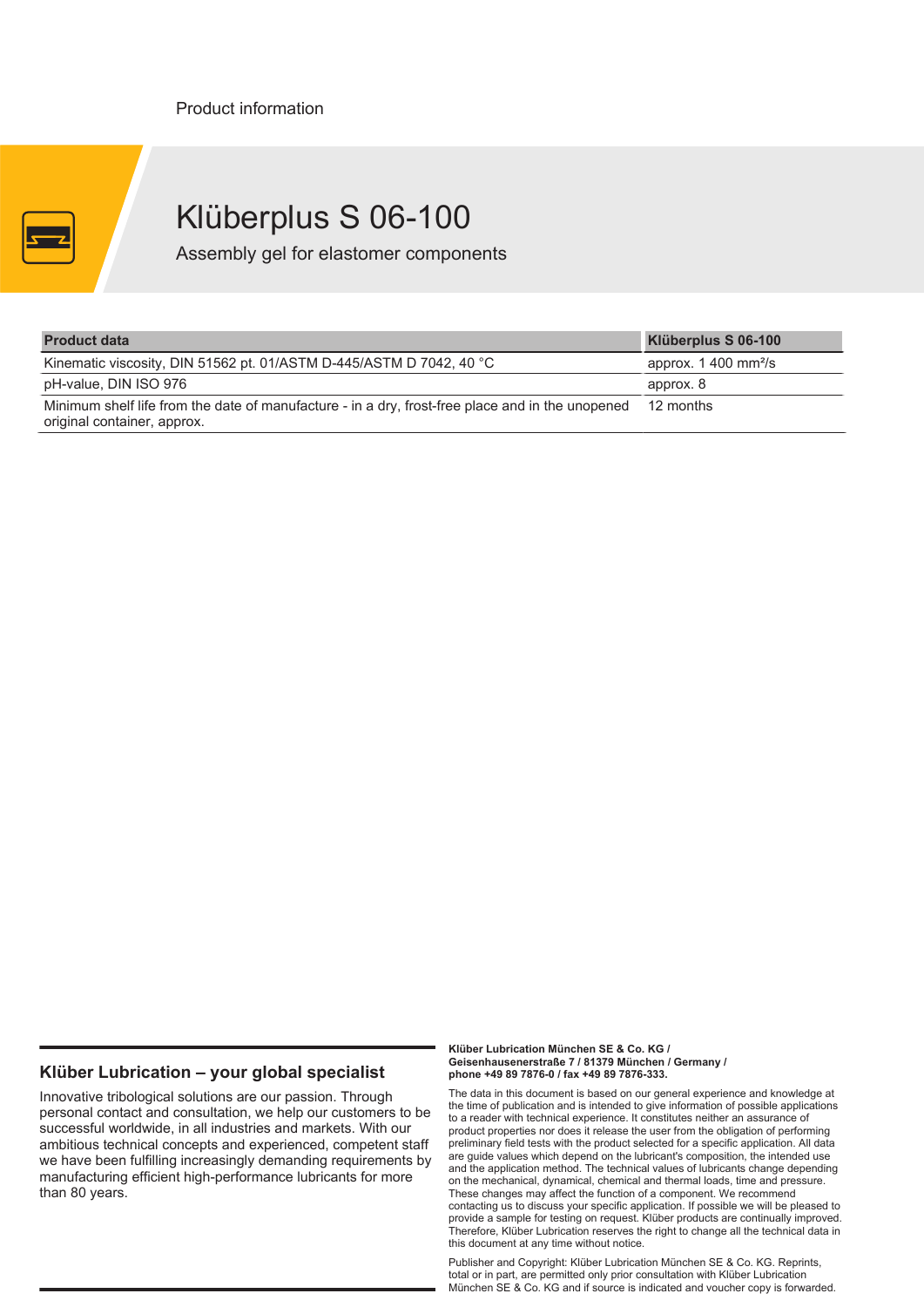Product information

# Klüberplus S 06-100

Assembly gel for elastomer components

| Product data | Klüberplus S 06-100 |
| --- | --- |
| Kinematic viscosity, DIN 51562 pt. 01/ASTM D-445/ASTM D 7042, 40 °C | approx. 1 400 mm²/s |
| pH-value, DIN ISO 976 | approx. 8 |
| Minimum shelf life from the date of manufacture - in a dry, frost-free place and in the unopened original container, approx. | 12 months |

## Klüber Lubrication – your global specialist

Innovative tribological solutions are our passion. Through personal contact and consultation, we help our customers to be successful worldwide, in all industries and markets. With our ambitious technical concepts and experienced, competent staff we have been fulfilling increasingly demanding requirements by manufacturing efficient high-performance lubricants for more than 80 years.

**Klüber Lubrication München SE & Co. KG / Geisenhausenerstraße 7 / 81379 München / Germany / phone +49 89 7876-0 / fax +49 89 7876-333.**

The data in this document is based on our general experience and knowledge at the time of publication and is intended to give information of possible applications to a reader with technical experience. It constitutes neither an assurance of product properties nor does it release the user from the obligation of performing preliminary field tests with the product selected for a specific application. All data are guide values which depend on the lubricant's composition, the intended use and the application method. The technical values of lubricants change depending on the mechanical, dynamical, chemical and thermal loads, time and pressure. These changes may affect the function of a component. We recommend contacting us to discuss your specific application. If possible we will be pleased to provide a sample for testing on request. Klüber products are continually improved. Therefore, Klüber Lubrication reserves the right to change all the technical data in this document at any time without notice.

Publisher and Copyright: Klüber Lubrication München SE & Co. KG. Reprints, total or in part, are permitted only prior consultation with Klüber Lubrication München SE & Co. KG and if source is indicated and voucher copy is forwarded.